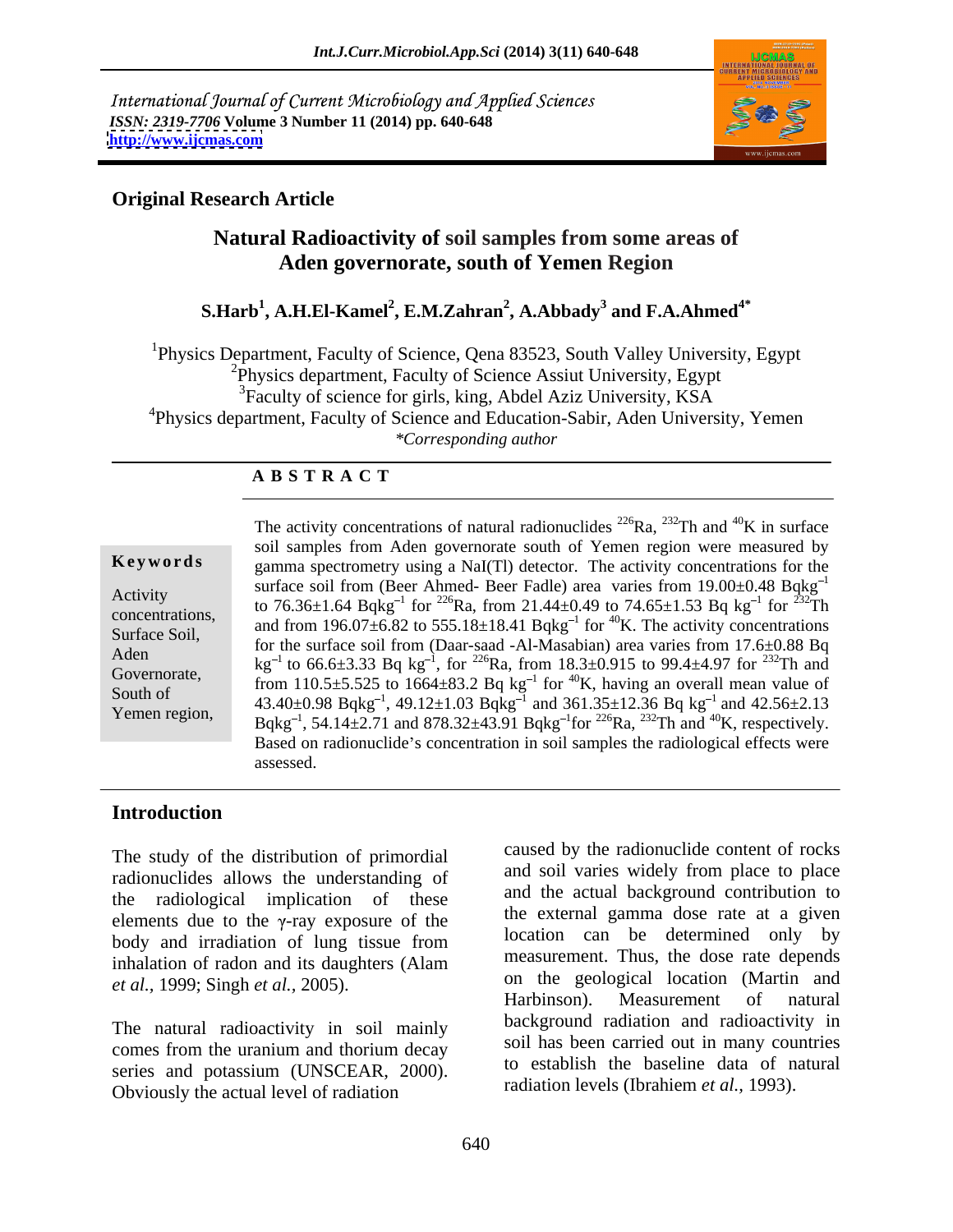*International Journal of Current Microbiology and Applied Sciences*
*ISSN: 2319-7706* **Volume 3 Number 11 (2014) pp. 640-648**
**http://www.ijcmas.com**

**Original Research Article**

# Natural Radioactivity of soil samples from some areas of Aden governorate, south of Yemen Region

**S.Harb[1], A.H.El-Kamel[2], E.M.Zahran[2], A.Abbady[3] and F.A.Ahmed[4*]**

[1]Physics Department, Faculty of Science, Qena 83523, South Valley University, Egypt
[2]Physics department, Faculty of Science Assiut University, Egypt
[3]Faculty of science for girls, king, Abdel Aziz University, KSA
[4]Physics department, Faculty of Science and Education-Sabir, Aden University, Yemen
*\*Corresponding author*

## A B S T R A C T

**Keywords**

Activity concentrations, Surface Soil, Aden Governorate, South of Yemen region,

The activity concentrations of natural radionuclides $^{226}$Ra, $^{232}$Th and $^{40}$K in surface soil samples from Aden governorate south of Yemen region were measured by gamma spectrometry using a NaI(Tl) detector. The activity concentrations for the surface soil from (Beer Ahmed- Beer Fadle) area varies from 19.00±0.48 Bqkg$^{-1}$ to 76.36±1.64 Bqkg$^{-1}$ for $^{226}$Ra, from 21.44±0.49 to 74.65±1.53 Bq kg$^{-1}$ for $^{232}$Th and from 196.07±6.82 to 555.18±18.41 Bqkg$^{-1}$ for $^{40}$K. The activity concentrations for the surface soil from (Daar-saad -Al-Masabian) area varies from 17.6±0.88 Bq kg$^{-1}$ to 66.6±3.33 Bq kg$^{-1}$, for $^{226}$Ra, from 18.3±0.915 to 99.4±4.97 for $^{232}$Th and from 110.5±5.525 to 1664±83.2 Bq kg$^{-1}$ for $^{40}$K, having an overall mean value of 43.40±0.98 Bqkg$^{-1}$, 49.12±1.03 Bqkg$^{-1}$ and 361.35±12.36 Bq kg$^{-1}$ and 42.56±2.13 Bqkg$^{-1}$, 54.14±2.71 and 878.32±43.91 Bqkg$^{-1}$for $^{226}$Ra, $^{232}$Th and $^{40}$K, respectively. Based on radionuclide's concentration in soil samples the radiological effects were assessed.

## Introduction

The study of the distribution of primordial radionuclides allows the understanding of the radiological implication of these elements due to the γ-ray exposure of the body and irradiation of lung tissue from inhalation of radon and its daughters (Alam *et al.*, 1999; Singh *et al.*, 2005).

The natural radioactivity in soil mainly comes from the uranium and thorium decay series and potassium (UNSCEAR, 2000). Obviously the actual level of radiation caused by the radionuclide content of rocks and soil varies widely from place to place and the actual background contribution to the external gamma dose rate at a given location can be determined only by measurement. Thus, the dose rate depends on the geological location (Martin and Harbinson). Measurement of natural background radiation and radioactivity in soil has been carried out in many countries to establish the baseline data of natural radiation levels (Ibrahiem *et al.*, 1993).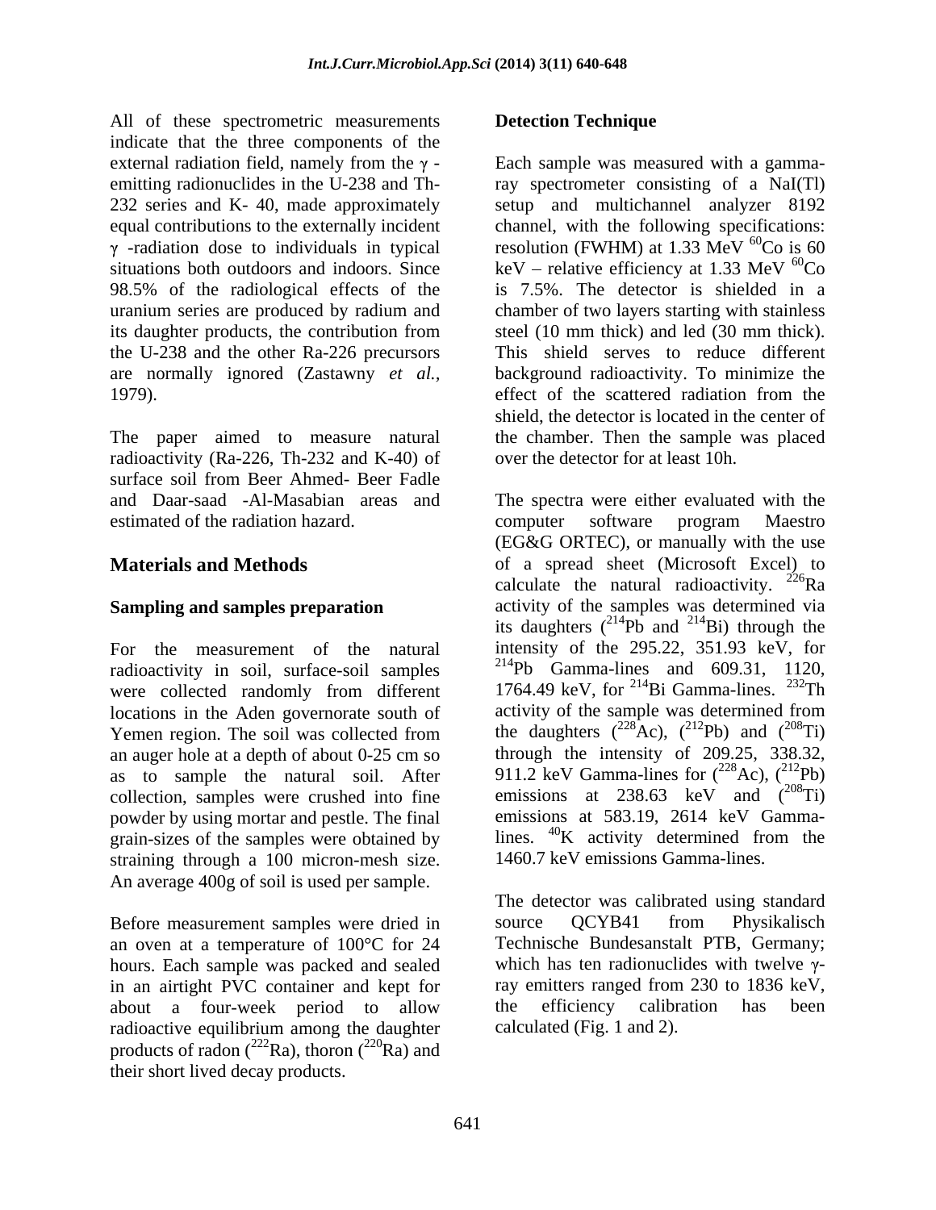All of these spectrometric measurements indicate that the three components of the external radiation field, namely from the $\gamma$ - emitting radionuclides in the U-238 and Th-232 series and K- 40, made approximately equal contributions to the externally incident $\gamma$ -radiation dose to individuals in typical situations both outdoors and indoors. Since 98.5% of the radiological effects of the uranium series are produced by radium and its daughter products, the contribution from the U-238 and the other Ra-226 precursors are normally ignored (Zastawny *et al.*, 1979).

The paper aimed to measure natural radioactivity (Ra-226, Th-232 and K-40) of surface soil from Beer Ahmed- Beer Fadle and Daar-saad -Al-Masabian areas and estimated of the radiation hazard.

## Materials and Methods

### Sampling and samples preparation

For the measurement of the natural radioactivity in soil, surface-soil samples were collected randomly from different locations in the Aden governorate south of Yemen region. The soil was collected from an auger hole at a depth of about 0-25 cm so as to sample the natural soil. After collection, samples were crushed into fine powder by using mortar and pestle. The final grain-sizes of the samples were obtained by straining through a 100 micron-mesh size. An average 400g of soil is used per sample.

Before measurement samples were dried in an oven at a temperature of 100°C for 24 hours. Each sample was packed and sealed in an airtight PVC container and kept for about a four-week period to allow radioactive equilibrium among the daughter products of radon ($^{222}$Ra), thoron ($^{220}$Ra) and their short lived decay products.

### Detection Technique

Each sample was measured with a gamma-ray spectrometer consisting of a NaI(Tl) setup and multichannel analyzer 8192 channel, with the following specifications: resolution (FWHM) at 1.33 MeV $^{60}$Co is 60 keV – relative efficiency at 1.33 MeV $^{60}$Co is 7.5%. The detector is shielded in a chamber of two layers starting with stainless steel (10 mm thick) and led (30 mm thick). This shield serves to reduce different background radioactivity. To minimize the effect of the scattered radiation from the shield, the detector is located in the center of the chamber. Then the sample was placed over the detector for at least 10h.

The spectra were either evaluated with the computer software program Maestro (EG&G ORTEC), or manually with the use of a spread sheet (Microsoft Excel) to calculate the natural radioactivity. $^{226}$Ra activity of the samples was determined via its daughters ($^{214}$Pb and $^{214}$Bi) through the intensity of the 295.22, 351.93 keV, for $^{214}$Pb Gamma-lines and 609.31, 1120, 1764.49 keV, for $^{214}$Bi Gamma-lines. $^{232}$Th activity of the sample was determined from the daughters ($^{228}$Ac), ($^{212}$Pb) and ($^{208}$Ti) through the intensity of 209.25, 338.32, 911.2 keV Gamma-lines for ($^{228}$Ac), ($^{212}$Pb) emissions at 238.63 keV and ($^{208}$Ti) emissions at 583.19, 2614 keV Gamma-lines. $^{40}$K activity determined from the 1460.7 keV emissions Gamma-lines.

The detector was calibrated using standard source QCYB41 from Physikalisch Technische Bundesanstalt PTB, Germany; which has ten radionuclides with twelve $\gamma$-ray emitters ranged from 230 to 1836 keV, the efficiency calibration has been calculated (Fig. 1 and 2).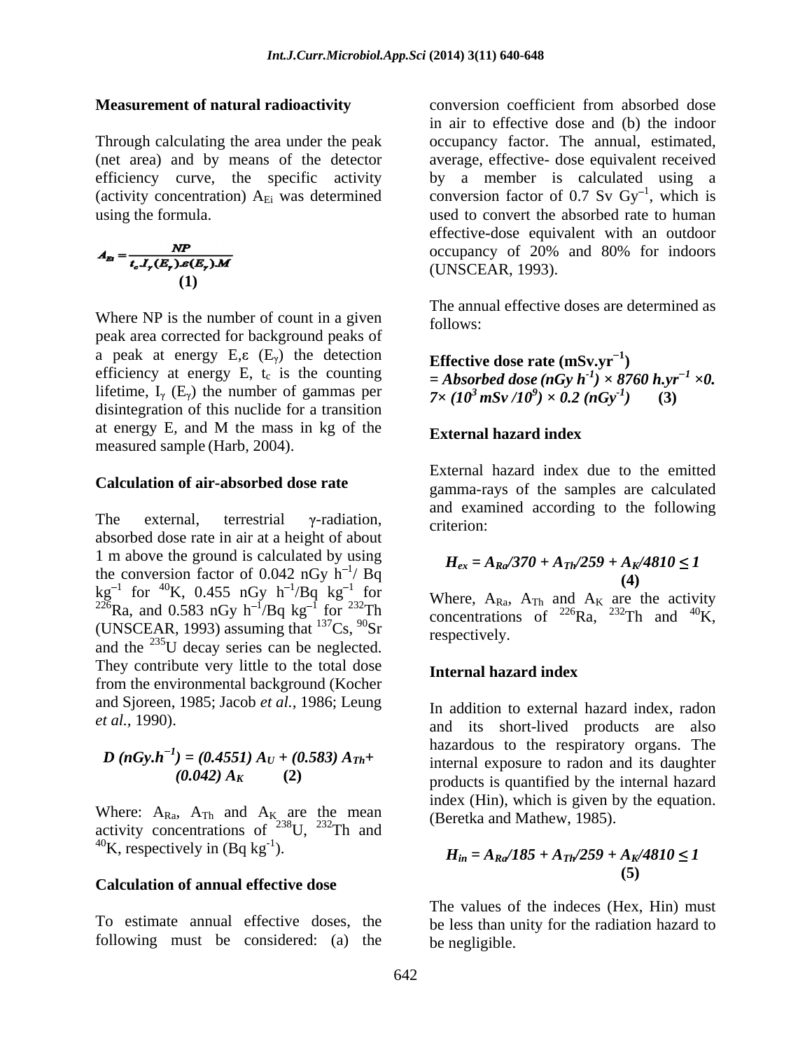### Measurement of natural radioactivity

Through calculating the area under the peak (net area) and by means of the detector efficiency curve, the specific activity (activity concentration) $A_{Ei}$ was determined using the formula.

$$A_{Ei} = \frac{NP}{t_c . I_\gamma(E_\gamma).\varepsilon(E_\gamma).M} \quad (1)$$

Where NP is the number of count in a given peak area corrected for background peaks of a peak at energy E, $\varepsilon$ ($E_\gamma$) the detection efficiency at energy E, $t_c$ is the counting lifetime, $I_\gamma$ ($E_\gamma$) the number of gammas per disintegration of this nuclide for a transition at energy E, and M the mass in kg of the measured sample (Harb, 2004).

### Calculation of air-absorbed dose rate

The external, terrestrial $\gamma$-radiation, absorbed dose rate in air at a height of about 1 m above the ground is calculated by using the conversion factor of 0.042 nGy $h^{-1}$/ Bq $kg^{-1}$ for $^{40}K$, 0.455 nGy $h^{-1}$/Bq $kg^{-1}$ for $^{226}Ra$, and 0.583 nGy $h^{-1}$/Bq $kg^{-1}$ for $^{232}Th$ (UNSCEAR, 1993) assuming that $^{137}Cs$, $^{90}Sr$ and the $^{235}U$ decay series can be neglected. They contribute very little to the total dose from the environmental background (Kocher and Sjoreen, 1985; Jacob *et al.*, 1986; Leung *et al.*, 1990).

$$D\ (nGy.h^{-1}) = (0.4551)\ A_U + (0.583)\ A_{Th} + (0.042)\ A_K \quad (2)$$

Where: $A_{Ra}$, $A_{Th}$ and $A_K$ are the mean activity concentrations of $^{238}U$, $^{232}Th$ and $^{40}K$, respectively in (Bq $kg^{-1}$).

### Calculation of annual effective dose

To estimate annual effective doses, the following must be considered: (a) the conversion coefficient from absorbed dose in air to effective dose and (b) the indoor occupancy factor. The annual, estimated, average, effective- dose equivalent received by a member is calculated using a conversion factor of 0.7 Sv $Gy^{-1}$, which is used to convert the absorbed rate to human effective-dose equivalent with an outdoor occupancy of 20% and 80% for indoors (UNSCEAR, 1993).

The annual effective doses are determined as follows:

**Effective dose rate (mSv.yr$^{-1}$)**
$$= \text{Absorbed dose}\ (nGy\ h^{-1}) \times 8760\ h.yr^{-1} \times 0.7 \times (10^3\ mSv/10^9) \times 0.2\ (nGy^{-1}) \quad (3)$$

### External hazard index

External hazard index due to the emitted gamma-rays of the samples are calculated and examined according to the following criterion:

$$H_{ex} = A_{Ra}/370 + A_{Th}/259 + A_K/4810 \leq 1 \quad (4)$$

Where, $A_{Ra}$, $A_{Th}$ and $A_K$ are the activity concentrations of $^{226}Ra$, $^{232}Th$ and $^{40}K$, respectively.

### Internal hazard index

In addition to external hazard index, radon and its short-lived products are also hazardous to the respiratory organs. The internal exposure to radon and its daughter products is quantified by the internal hazard index (Hin), which is given by the equation. (Beretka and Mathew, 1985).

$$H_{in} = A_{Ra}/185 + A_{Th}/259 + A_K/4810 \leq 1 \quad (5)$$

The values of the indeces (Hex, Hin) must be less than unity for the radiation hazard to be negligible.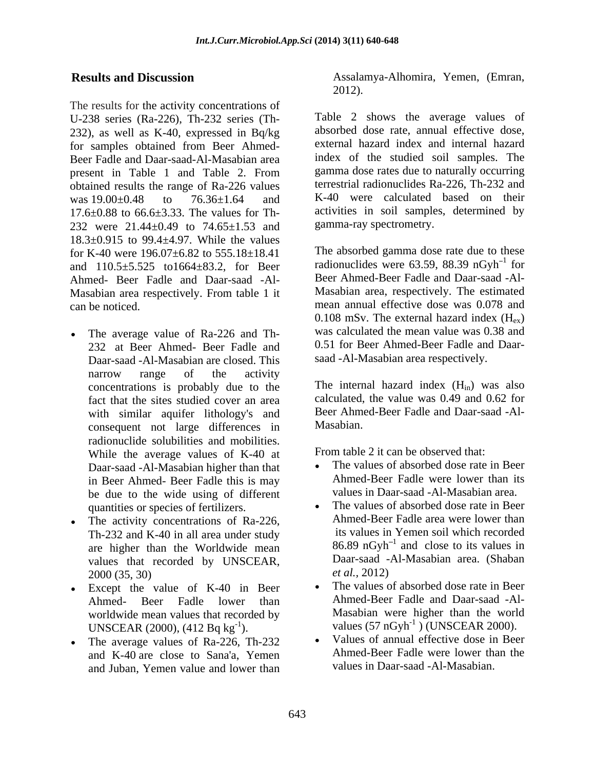## Results and Discussion

The results for the activity concentrations of U-238 series (Ra-226), Th-232 series (Th-232), as well as K-40, expressed in Bq/kg for samples obtained from Beer Ahmed-Beer Fadle and Daar-saad-Al-Masabian area present in Table 1 and Table 2. From obtained results the range of Ra-226 values was 19.00±0.48 to 76.36±1.64 and 17.6±0.88 to 66.6±3.33. The values for Th-232 were 21.44±0.49 to 74.65±1.53 and 18.3±0.915 to 99.4±4.97. While the values for K-40 were 196.07±6.82 to 555.18±18.41 and 110.5±5.525 to1664±83.2, for Beer Ahmed- Beer Fadle and Daar-saad -Al-Masabian area respectively. From table 1 it can be noticed.

- The average value of Ra-226 and Th-232 at Beer Ahmed- Beer Fadle and Daar-saad -Al-Masabian are closed. This narrow range of the activity concentrations is probably due to the fact that the sites studied cover an area with similar aquifer lithology's and consequent not large differences in radionuclide solubilities and mobilities. While the average values of K-40 at Daar-saad -Al-Masabian higher than that in Beer Ahmed- Beer Fadle this is may be due to the wide using of different quantities or species of fertilizers.
- The activity concentrations of Ra-226, Th-232 and K-40 in all area under study are higher than the Worldwide mean values that recorded by UNSCEAR, 2000 (35, 30)
- Except the value of K-40 in Beer Ahmed- Beer Fadle lower than worldwide mean values that recorded by UNSCEAR (2000), (412 Bq $kg^{-1}$).
- The average values of Ra-226, Th-232 and K-40 are close to Sana'a, Yemen and Juban, Yemen value and lower than Assalamya-Alhomira, Yemen, (Emran, 2012).

Table 2 shows the average values of absorbed dose rate, annual effective dose, external hazard index and internal hazard index of the studied soil samples. The gamma dose rates due to naturally occurring terrestrial radionuclides Ra-226, Th-232 and K-40 were calculated based on their activities in soil samples, determined by gamma-ray spectrometry.

The absorbed gamma dose rate due to these radionuclides were 63.59, 88.39 $nGyh^{-1}$ for Beer Ahmed-Beer Fadle and Daar-saad -Al-Masabian area, respectively. The estimated mean annual effective dose was 0.078 and 0.108 mSv. The external hazard index ($H_{ex}$) was calculated the mean value was 0.38 and 0.51 for Beer Ahmed-Beer Fadle and Daar-saad -Al-Masabian area respectively.

The internal hazard index ($H_{in}$) was also calculated, the value was 0.49 and 0.62 for Beer Ahmed-Beer Fadle and Daar-saad -Al-Masabian.

From table 2 it can be observed that:

- The values of absorbed dose rate in Beer Ahmed-Beer Fadle were lower than its values in Daar-saad -Al-Masabian area.
- The values of absorbed dose rate in Beer Ahmed-Beer Fadle area were lower than its values in Yemen soil which recorded 86.89 $nGyh^{-1}$ and close to its values in Daar-saad -Al-Masabian area. (Shaban *et al.*, 2012)
- The values of absorbed dose rate in Beer Ahmed-Beer Fadle and Daar-saad -Al-Masabian were higher than the world values (57 $nGyh^{-1}$ ) (UNSCEAR 2000).
- Values of annual effective dose in Beer Ahmed-Beer Fadle were lower than the values in Daar-saad -Al-Masabian.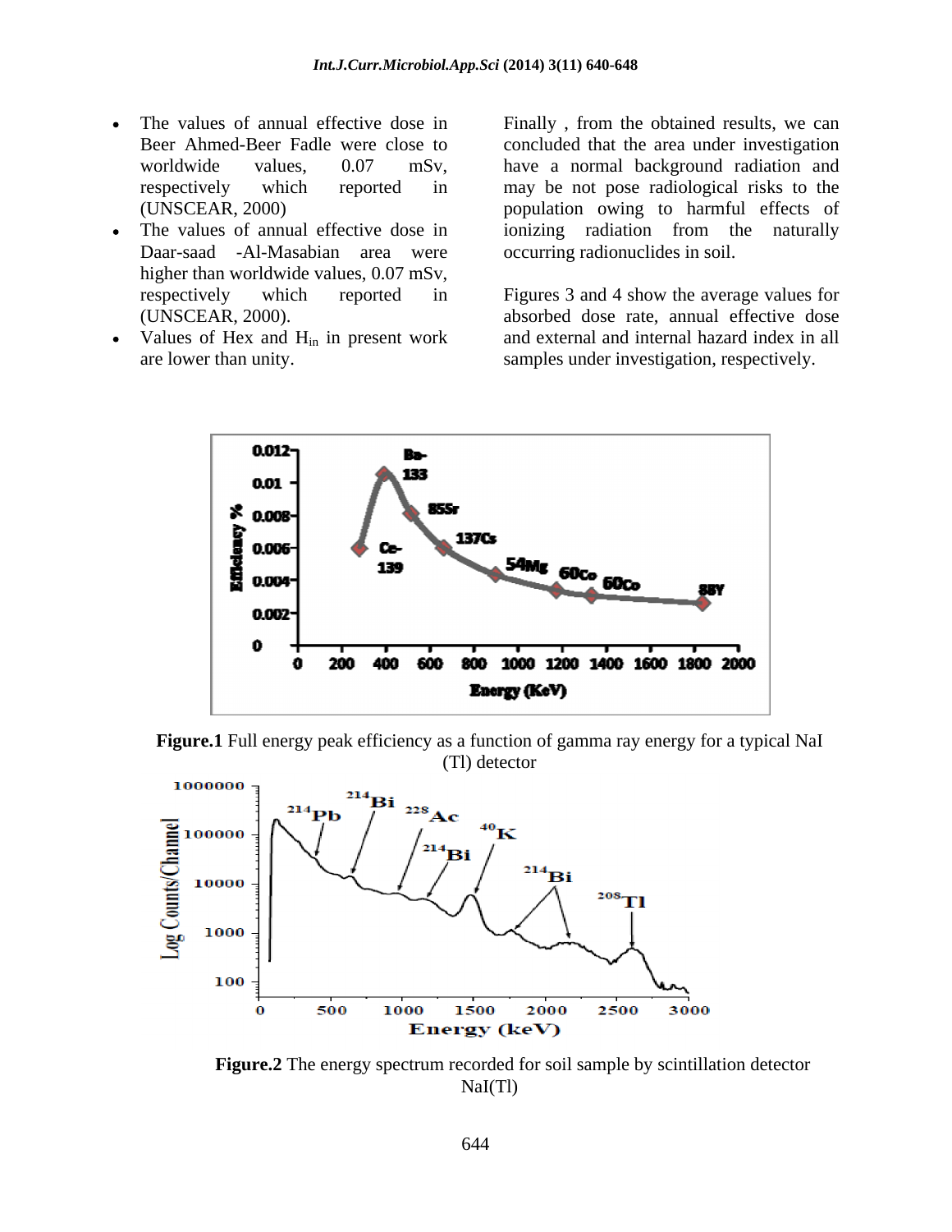- The values of annual effective dose in Beer Ahmed-Beer Fadle were close to worldwide values, 0.07 mSv, respectively which reported in (UNSCEAR, 2000)
- The values of annual effective dose in Daar-saad -Al-Masabian area were higher than worldwide values, 0.07 mSv, respectively which reported in (UNSCEAR, 2000).
- Values of Hex and $H_{in}$ in present work are lower than unity.

Finally , from the obtained results, we can concluded that the area under investigation have a normal background radiation and may be not pose radiological risks to the population owing to harmful effects of ionizing radiation from the naturally occurring radionuclides in soil.

Figures 3 and 4 show the average values for absorbed dose rate, annual effective dose and external and internal hazard index in all samples under investigation, respectively.

**Figure.1** Full energy peak efficiency as a function of gamma ray energy for a typical NaI (Tl) detector

**Figure.2** The energy spectrum recorded for soil sample by scintillation detector NaI(Tl)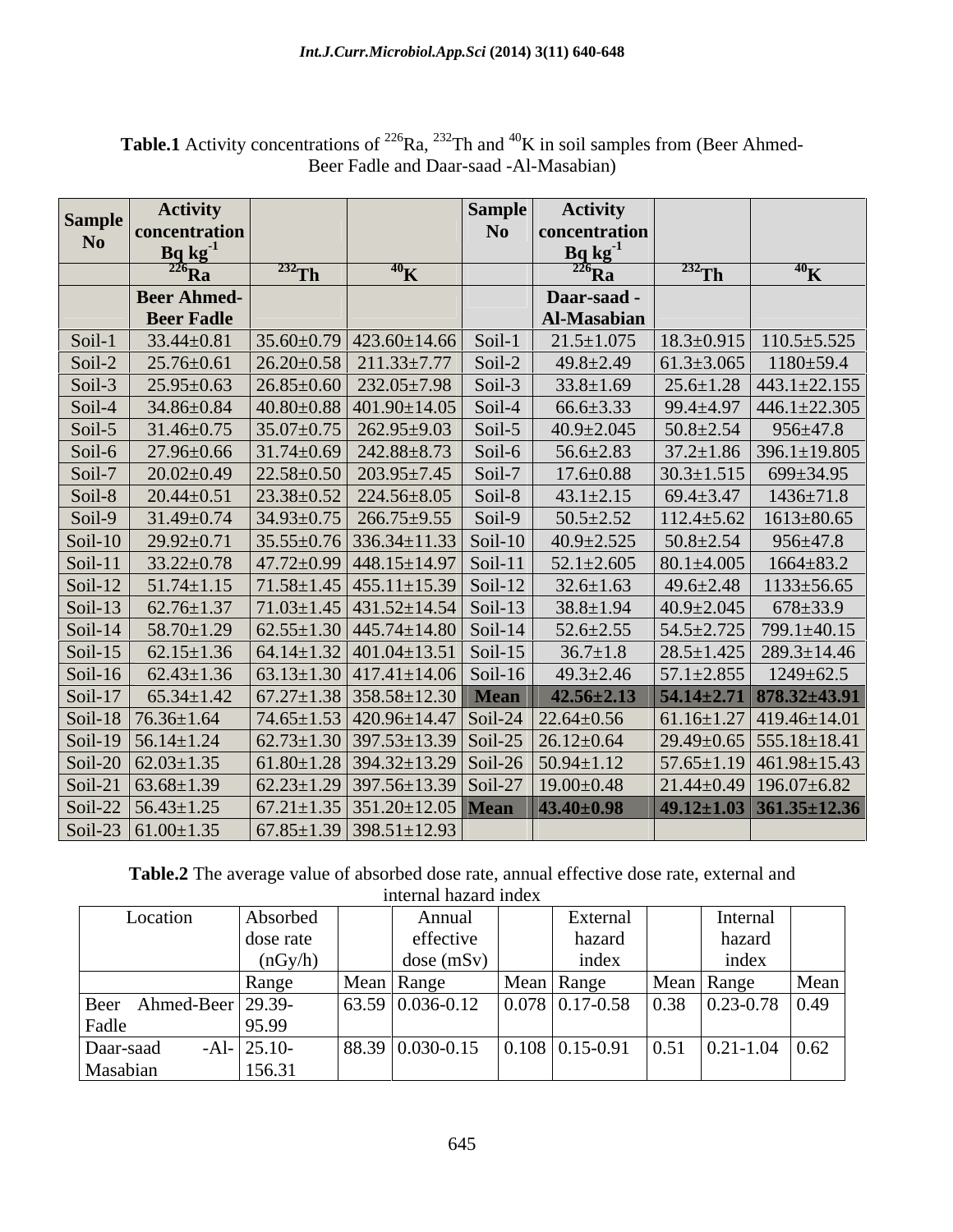**Table.1** Activity concentrations of $^{226}Ra$, $^{232}Th$ and $^{40}K$ in soil samples from (Beer Ahmed-Beer Fadle and Daar-saad -Al-Masabian)

| Sample No | Activity concentration Bq kg$^{-1}$ | | | Sample No | Activity concentration Bq kg$^{-1}$ | | |
|---|---|---|---|---|---|---|---|
| | $^{226}Ra$ | $^{232}Th$ | $^{40}K$ | | $^{226}Ra$ | $^{232}Th$ | $^{40}K$ |
| | **Beer Ahmed-Beer Fadle** | | | | **Daar-saad -Al-Masabian** | | |
| Soil-1 | 33.44±0.81 | 35.60±0.79 | 423.60±14.66 | Soil-1 | 21.5±1.075 | 18.3±0.915 | 110.5±5.525 |
| Soil-2 | 25.76±0.61 | 26.20±0.58 | 211.33±7.77 | Soil-2 | 49.8±2.49 | 61.3±3.065 | 1180±59.4 |
| Soil-3 | 25.95±0.63 | 26.85±0.60 | 232.05±7.98 | Soil-3 | 33.8±1.69 | 25.6±1.28 | 443.1±22.155 |
| Soil-4 | 34.86±0.84 | 40.80±0.88 | 401.90±14.05 | Soil-4 | 66.6±3.33 | 99.4±4.97 | 446.1±22.305 |
| Soil-5 | 31.46±0.75 | 35.07±0.75 | 262.95±9.03 | Soil-5 | 40.9±2.045 | 50.8±2.54 | 956±47.8 |
| Soil-6 | 27.96±0.66 | 31.74±0.69 | 242.88±8.73 | Soil-6 | 56.6±2.83 | 37.2±1.86 | 396.1±19.805 |
| Soil-7 | 20.02±0.49 | 22.58±0.50 | 203.95±7.45 | Soil-7 | 17.6±0.88 | 30.3±1.515 | 699±34.95 |
| Soil-8 | 20.44±0.51 | 23.38±0.52 | 224.56±8.05 | Soil-8 | 43.1±2.15 | 69.4±3.47 | 1436±71.8 |
| Soil-9 | 31.49±0.74 | 34.93±0.75 | 266.75±9.55 | Soil-9 | 50.5±2.52 | 112.4±5.62 | 1613±80.65 |
| Soil-10 | 29.92±0.71 | 35.55±0.76 | 336.34±11.33 | Soil-10 | 40.9±2.525 | 50.8±2.54 | 956±47.8 |
| Soil-11 | 33.22±0.78 | 47.72±0.99 | 448.15±14.97 | Soil-11 | 52.1±2.605 | 80.1±4.005 | 1664±83.2 |
| Soil-12 | 51.74±1.15 | 71.58±1.45 | 455.11±15.39 | Soil-12 | 32.6±1.63 | 49.6±2.48 | 1133±56.65 |
| Soil-13 | 62.76±1.37 | 71.03±1.45 | 431.52±14.54 | Soil-13 | 38.8±1.94 | 40.9±2.045 | 678±33.9 |
| Soil-14 | 58.70±1.29 | 62.55±1.30 | 445.74±14.80 | Soil-14 | 52.6±2.55 | 54.5±2.725 | 799.1±40.15 |
| Soil-15 | 62.15±1.36 | 64.14±1.32 | 401.04±13.51 | Soil-15 | 36.7±1.8 | 28.5±1.425 | 289.3±14.46 |
| Soil-16 | 62.43±1.36 | 63.13±1.30 | 417.41±14.06 | Soil-16 | 49.3±2.46 | 57.1±2.855 | 1249±62.5 |
| Soil-17 | 65.34±1.42 | 67.27±1.38 | 358.58±12.30 | **Mean** | **42.56±2.13** | **54.14±2.71** | **878.32±43.91** |
| Soil-18 | 76.36±1.64 | 74.65±1.53 | 420.96±14.47 | Soil-24 | 22.64±0.56 | 61.16±1.27 | 419.46±14.01 |
| Soil-19 | 56.14±1.24 | 62.73±1.30 | 397.53±13.39 | Soil-25 | 26.12±0.64 | 29.49±0.65 | 555.18±18.41 |
| Soil-20 | 62.03±1.35 | 61.80±1.28 | 394.32±13.29 | Soil-26 | 50.94±1.12 | 57.65±1.19 | 461.98±15.43 |
| Soil-21 | 63.68±1.39 | 62.23±1.29 | 397.56±13.39 | Soil-27 | 19.00±0.48 | 21.44±0.49 | 196.07±6.82 |
| Soil-22 | 56.43±1.25 | 67.21±1.35 | 351.20±12.05 | **Mean** | **43.40±0.98** | **49.12±1.03** | **361.35±12.36** |
| Soil-23 | 61.00±1.35 | 67.85±1.39 | 398.51±12.93 | | | | |

**Table.2** The average value of absorbed dose rate, annual effective dose rate, external and internal hazard index

| Location | Absorbed dose rate (nGy/h) | | Annual effective dose (mSv) | | External hazard index | | Internal hazard index | |
|---|---|---|---|---|---|---|---|---|
| | Range | Mean | Range | Mean | Range | Mean | Range | Mean |
| Beer Ahmed-Beer Fadle | 29.39-95.99 | 63.59 | 0.036-0.12 | 0.078 | 0.17-0.58 | 0.38 | 0.23-0.78 | 0.49 |
| Daar-saad -Al-Masabian | 25.10-156.31 | 88.39 | 0.030-0.15 | 0.108 | 0.15-0.91 | 0.51 | 0.21-1.04 | 0.62 |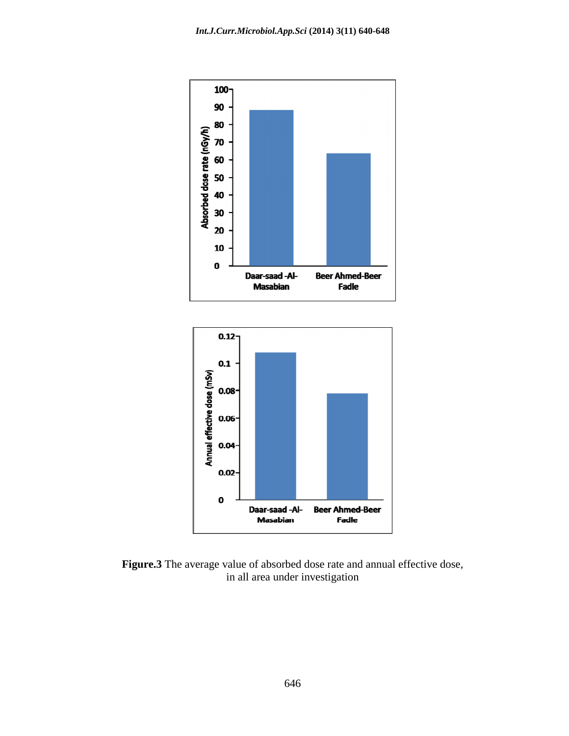**Figure.3** The average value of absorbed dose rate and annual effective dose, in all area under investigation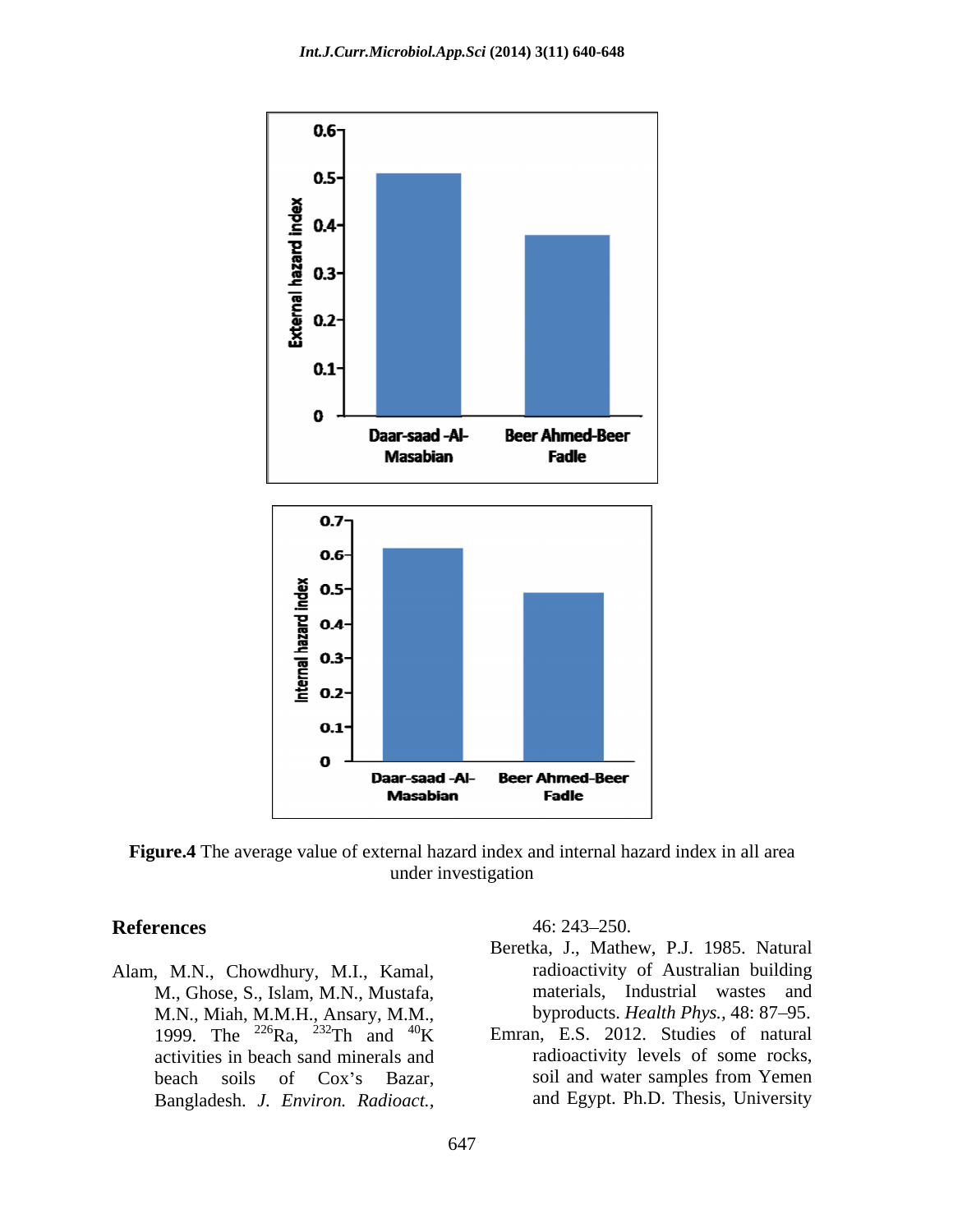**Figure.4** The average value of external hazard index and internal hazard index in all area under investigation

## References

Alam, M.N., Chowdhury, M.I., Kamal, M., Ghose, S., Islam, M.N., Mustafa, M.N., Miah, M.M.H., Ansary, M.M., 1999. The $^{226}$Ra, $^{232}$Th and $^{40}$K activities in beach sand minerals and beach soils of Cox's Bazar, Bangladesh. *J. Environ. Radioact.*, 46: 243–250.

Beretka, J., Mathew, P.J. 1985. Natural radioactivity of Australian building materials, Industrial wastes and byproducts. *Health Phys.*, 48: 87–95.

Emran, E.S. 2012. Studies of natural radioactivity levels of some rocks, soil and water samples from Yemen and Egypt. Ph.D. Thesis, University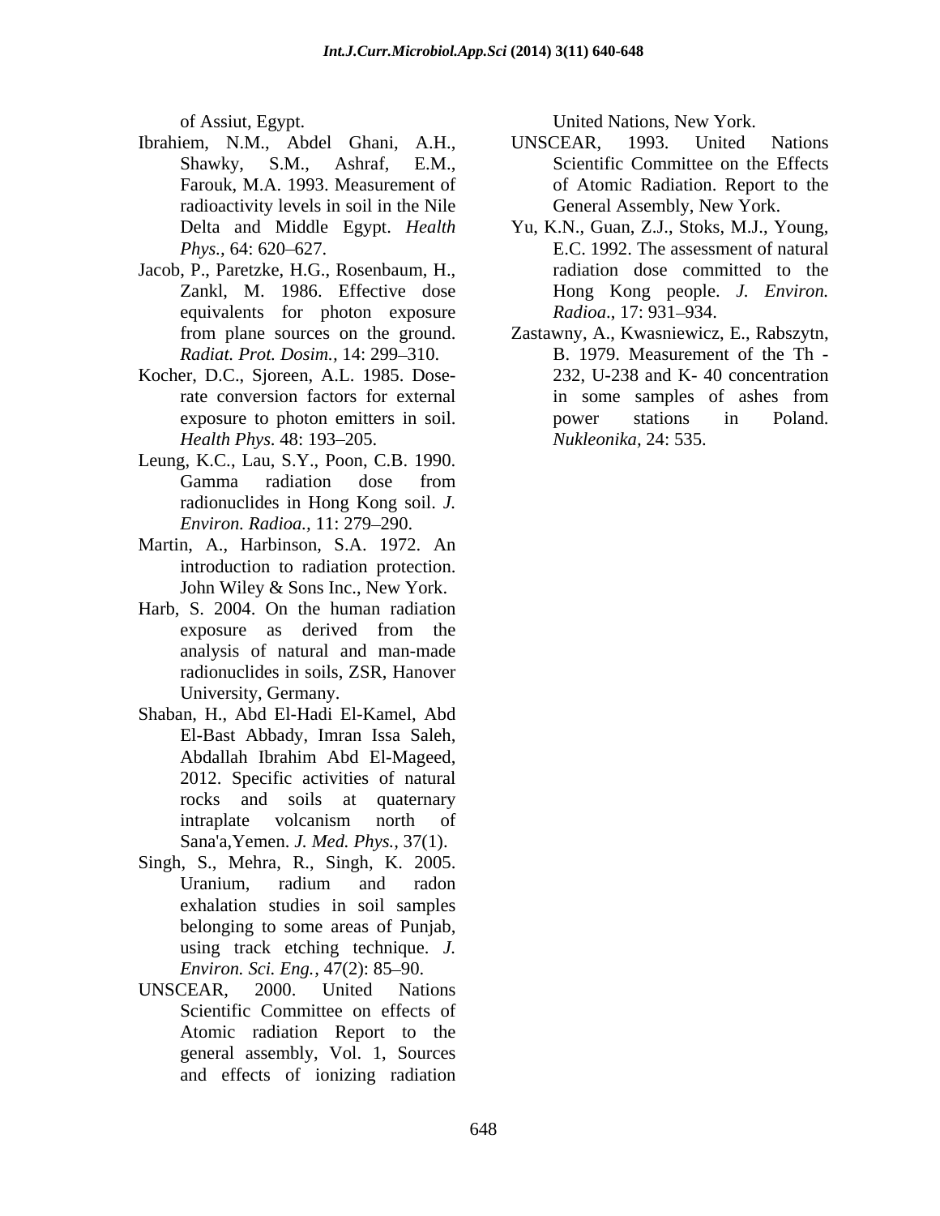of Assiut, Egypt.

Ibrahiem, N.M., Abdel Ghani, A.H., Shawky, S.M., Ashraf, E.M., Farouk, M.A. 1993. Measurement of radioactivity levels in soil in the Nile Delta and Middle Egypt. *Health Phys.,* 64: 620–627.

Jacob, P., Paretzke, H.G., Rosenbaum, H., Zankl, M. 1986. Effective dose equivalents for photon exposure from plane sources on the ground. *Radiat. Prot. Dosim.,* 14: 299–310.

Kocher, D.C., Sjoreen, A.L. 1985. Dose-rate conversion factors for external exposure to photon emitters in soil. *Health Phys.* 48: 193–205.

Leung, K.C., Lau, S.Y., Poon, C.B. 1990. Gamma radiation dose from radionuclides in Hong Kong soil. *J. Environ. Radioa.,* 11: 279–290.

Martin, A., Harbinson, S.A. 1972. An introduction to radiation protection. John Wiley & Sons Inc., New York.

Harb, S. 2004. On the human radiation exposure as derived from the analysis of natural and man-made radionuclides in soils, ZSR, Hanover University, Germany.

Shaban, H., Abd El-Hadi El-Kamel, Abd El-Bast Abbady, Imran Issa Saleh, Abdallah Ibrahim Abd El-Mageed, 2012. Specific activities of natural rocks and soils at quaternary intraplate volcanism north of Sana'a,Yemen. *J. Med. Phys.,* 37(1).

Singh, S., Mehra, R., Singh, K. 2005. Uranium, radium and radon exhalation studies in soil samples belonging to some areas of Punjab, using track etching technique. *J. Environ. Sci. Eng.,* 47(2): 85–90.

UNSCEAR, 2000. United Nations Scientific Committee on effects of Atomic radiation Report to the general assembly, Vol. 1, Sources and effects of ionizing radiation United Nations, New York.

UNSCEAR, 1993. United Nations Scientific Committee on the Effects of Atomic Radiation. Report to the General Assembly, New York.

Yu, K.N., Guan, Z.J., Stoks, M.J., Young, E.C. 1992. The assessment of natural radiation dose committed to the Hong Kong people. *J. Environ. Radioa*., 17: 931–934.

Zastawny, A., Kwasniewicz, E., Rabszytn, B. 1979. Measurement of the Th - 232, U-238 and K- 40 concentration in some samples of ashes from power stations in Poland. *Nukleonika*, 24: 535.